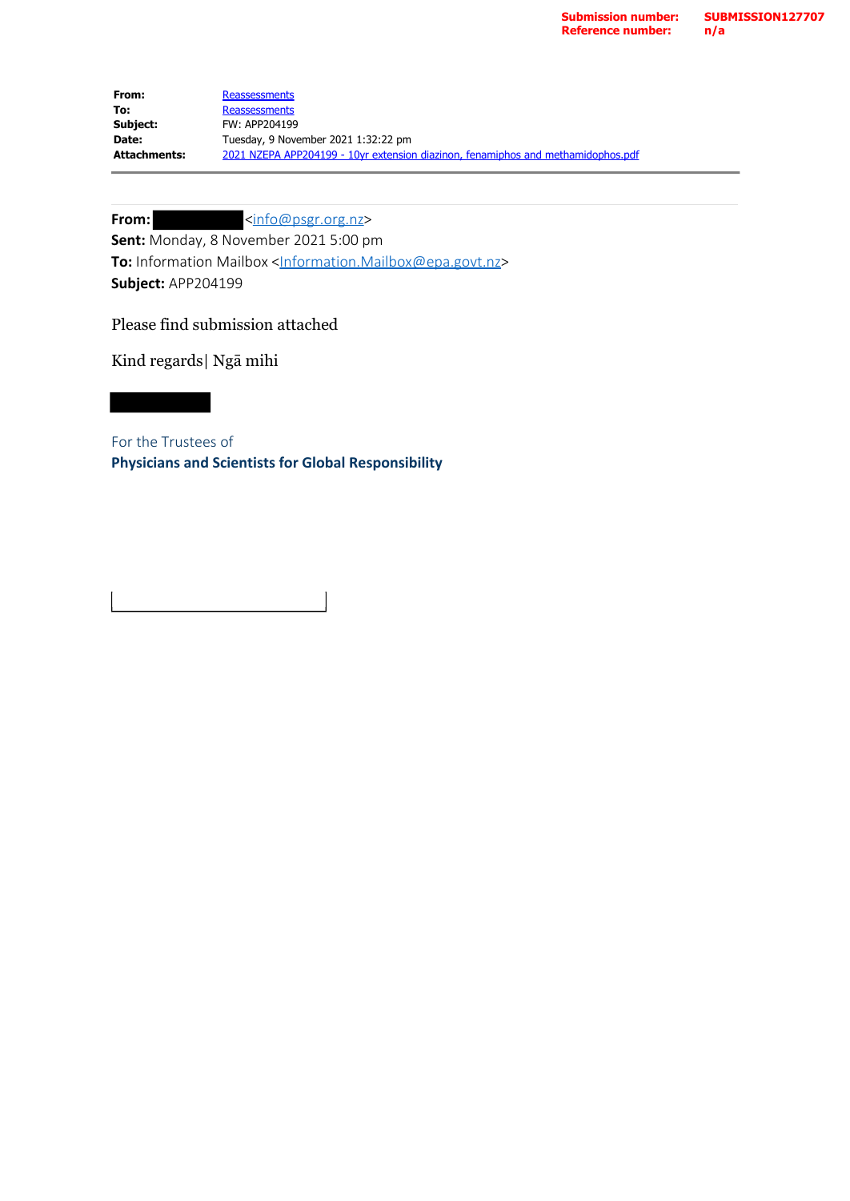**Submission number:** SUBMISSION127707
**Reference number:** n/a

| | |
|---|---|
| **From:** | Reassessments |
| **To:** | Reassessments |
| **Subject:** | FW: APP204199 |
| **Date:** | Tuesday, 9 November 2021 1:32:22 pm |
| **Attachments:** | 2021 NZEPA APP204199 - 10yr extension diazinon, fenamiphos and methamidophos.pdf |

---

**From:** <info@psgr.org.nz>
**Sent:** Monday, 8 November 2021 5:00 pm
**To:** Information Mailbox <Information.Mailbox@epa.govt.nz>
**Subject:** APP204199

Please find submission attached

Kind regards| Ngā mihi

For the Trustees of
**Physicians and Scientists for Global Responsibility**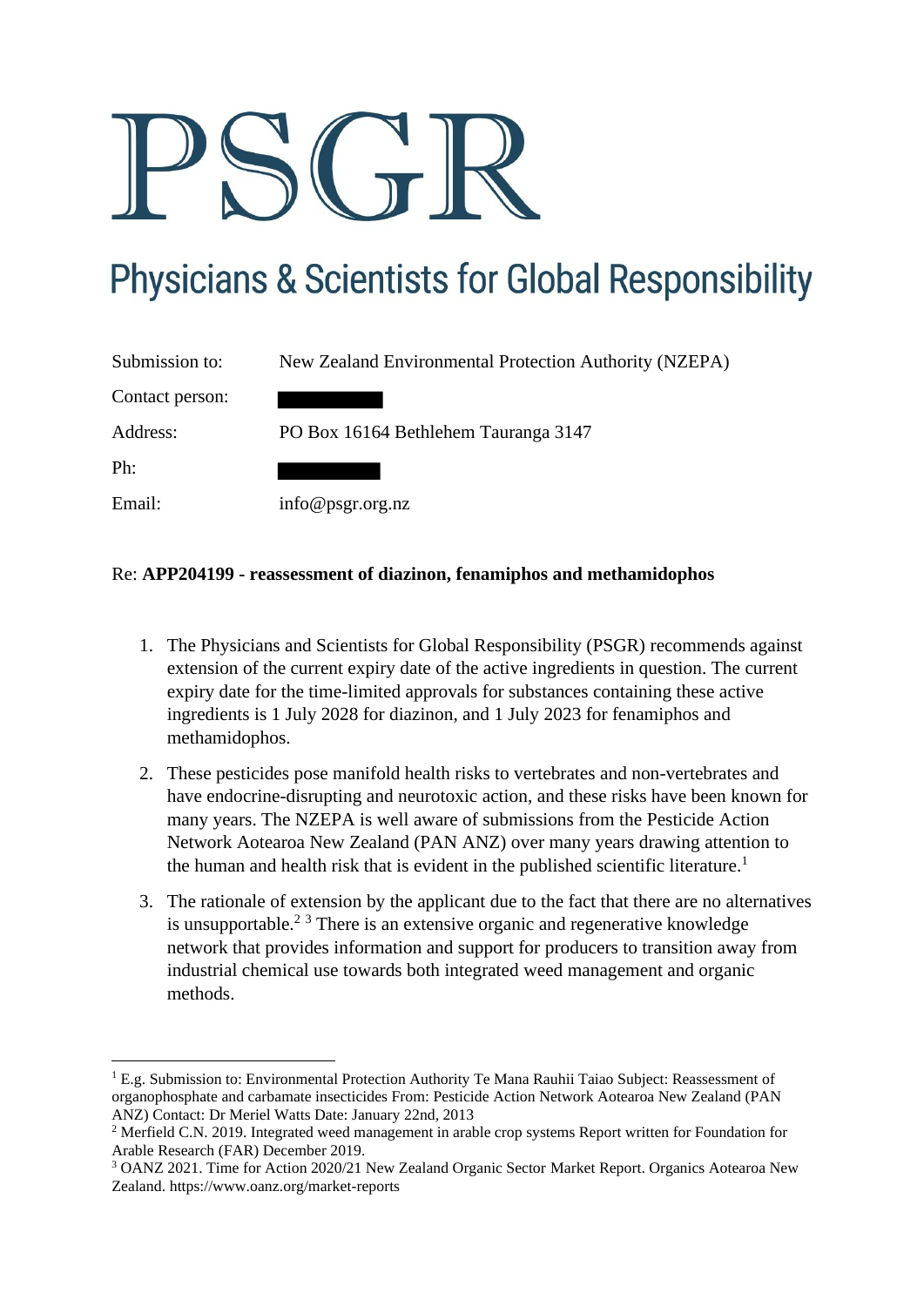# PSGR

## Physicians & Scientists for Global Responsibility

| | |
|---|---|
| Submission to: | New Zealand Environmental Protection Authority (NZEPA) |
| Contact person: | |
| Address: | PO Box 16164 Bethlehem Tauranga 3147 |
| Ph: | |
| Email: | info@psgr.org.nz |

Re: **APP204199 - reassessment of diazinon, fenamiphos and methamidophos**

1. The Physicians and Scientists for Global Responsibility (PSGR) recommends against extension of the current expiry date of the active ingredients in question. The current expiry date for the time-limited approvals for substances containing these active ingredients is 1 July 2028 for diazinon, and 1 July 2023 for fenamiphos and methamidophos.
2. These pesticides pose manifold health risks to vertebrates and non-vertebrates and have endocrine-disrupting and neurotoxic action, and these risks have been known for many years. The NZEPA is well aware of submissions from the Pesticide Action Network Aotearoa New Zealand (PAN ANZ) over many years drawing attention to the human and health risk that is evident in the published scientific literature.[1]
3. The rationale of extension by the applicant due to the fact that there are no alternatives is unsupportable.[2] [3] There is an extensive organic and regenerative knowledge network that provides information and support for producers to transition away from industrial chemical use towards both integrated weed management and organic methods.

---

[1] E.g. Submission to: Environmental Protection Authority Te Mana Rauhii Taiao Subject: Reassessment of organophosphate and carbamate insecticides From: Pesticide Action Network Aotearoa New Zealand (PAN ANZ) Contact: Dr Meriel Watts Date: January 22nd, 2013

[2] Merfield C.N. 2019. Integrated weed management in arable crop systems Report written for Foundation for Arable Research (FAR) December 2019.

[3] OANZ 2021. Time for Action 2020/21 New Zealand Organic Sector Market Report. Organics Aotearoa New Zealand. https://www.oanz.org/market-reports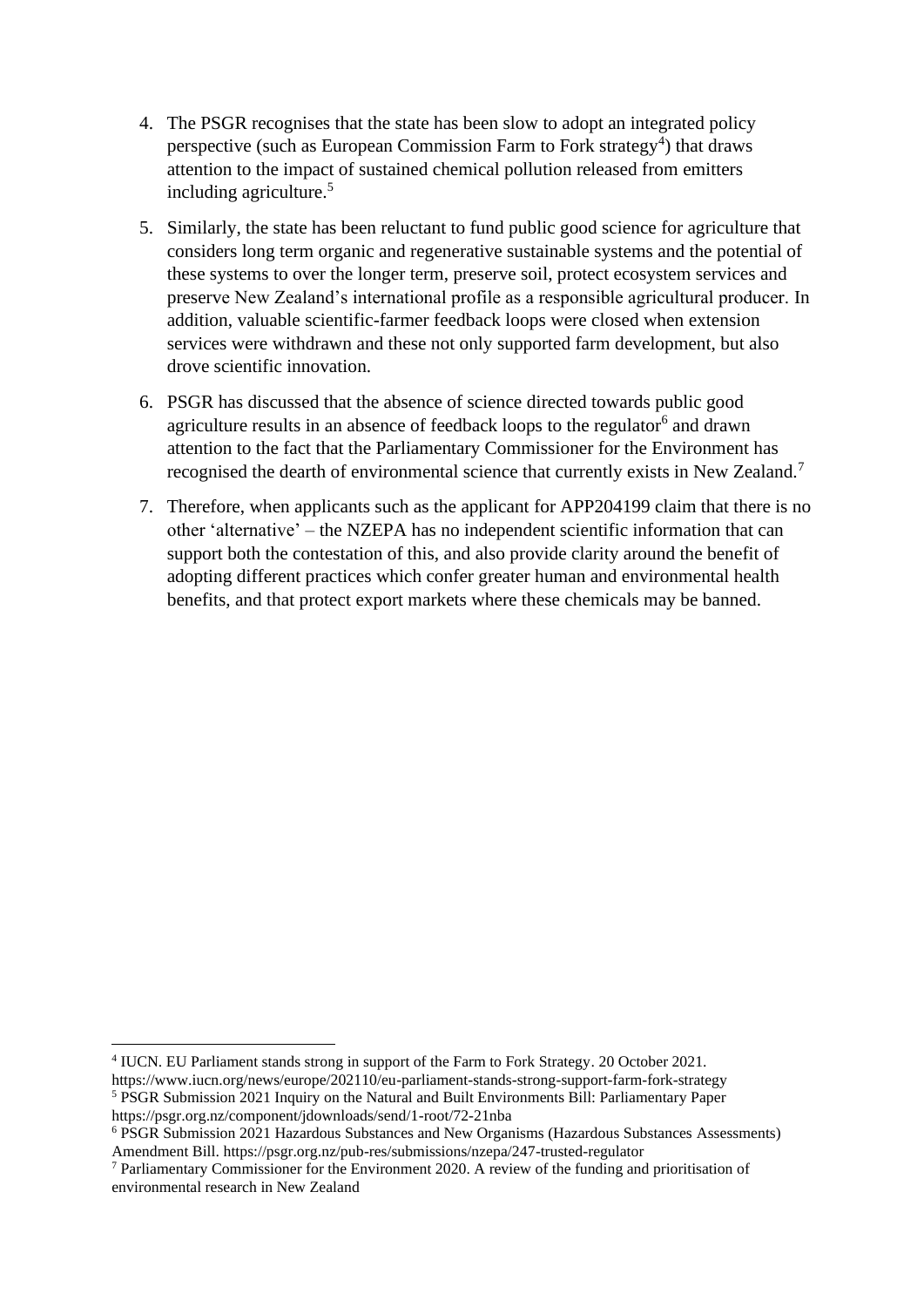4. The PSGR recognises that the state has been slow to adopt an integrated policy perspective (such as European Commission Farm to Fork strategy[4]) that draws attention to the impact of sustained chemical pollution released from emitters including agriculture.[5]

5. Similarly, the state has been reluctant to fund public good science for agriculture that considers long term organic and regenerative sustainable systems and the potential of these systems to over the longer term, preserve soil, protect ecosystem services and preserve New Zealand's international profile as a responsible agricultural producer. In addition, valuable scientific-farmer feedback loops were closed when extension services were withdrawn and these not only supported farm development, but also drove scientific innovation.

6. PSGR has discussed that the absence of science directed towards public good agriculture results in an absence of feedback loops to the regulator[6] and drawn attention to the fact that the Parliamentary Commissioner for the Environment has recognised the dearth of environmental science that currently exists in New Zealand.[7]

7. Therefore, when applicants such as the applicant for APP204199 claim that there is no other 'alternative' – the NZEPA has no independent scientific information that can support both the contestation of this, and also provide clarity around the benefit of adopting different practices which confer greater human and environmental health benefits, and that protect export markets where these chemicals may be banned.

---

[4] IUCN. EU Parliament stands strong in support of the Farm to Fork Strategy. 20 October 2021. https://www.iucn.org/news/europe/202110/eu-parliament-stands-strong-support-farm-fork-strategy

[5] PSGR Submission 2021 Inquiry on the Natural and Built Environments Bill: Parliamentary Paper https://psgr.org.nz/component/jdownloads/send/1-root/72-21nba

[6] PSGR Submission 2021 Hazardous Substances and New Organisms (Hazardous Substances Assessments) Amendment Bill. https://psgr.org.nz/pub-res/submissions/nzepa/247-trusted-regulator

[7] Parliamentary Commissioner for the Environment 2020. A review of the funding and prioritisation of environmental research in New Zealand